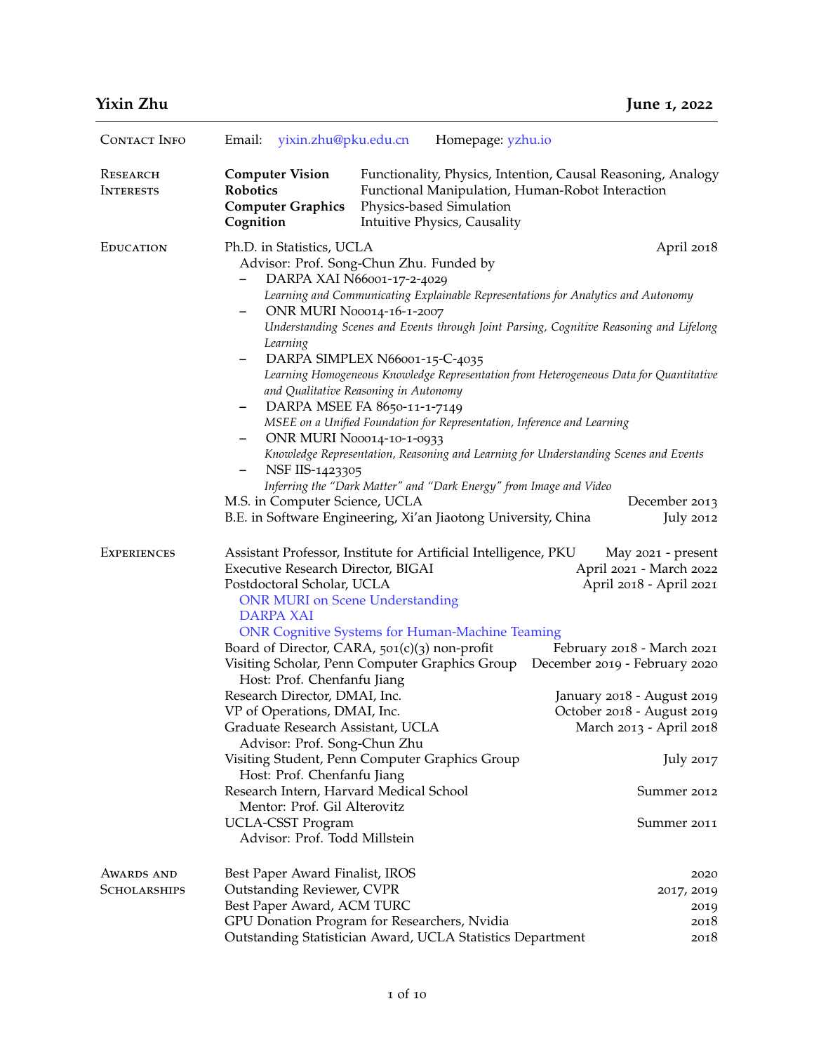# Yixin Zhu

**June 1, 2022**

## Contact Info

Email: yixin.zhu@pku.edu.cn    Homepage: yzhu.io

## Research Interests

| | |
|---|---|
| **Computer Vision** | Functionality, Physics, Intention, Causal Reasoning, Analogy |
| **Robotics** | Functional Manipulation, Human-Robot Interaction |
| **Computer Graphics** | Physics-based Simulation |
| **Cognition** | Intuitive Physics, Causality |

## Education

**Ph.D. in Statistics, UCLA** — April 2018

Advisor: Prof. Song-Chun Zhu. Funded by

- DARPA XAI N66001-17-2-4029
  *Learning and Communicating Explainable Representations for Analytics and Autonomy*
- ONR MURI N00014-16-1-2007
  *Understanding Scenes and Events through Joint Parsing, Cognitive Reasoning and Lifelong Learning*
- DARPA SIMPLEX N66001-15-C-4035
  *Learning Homogeneous Knowledge Representation from Heterogeneous Data for Quantitative and Qualitative Reasoning in Autonomy*
- DARPA MSEE FA 8650-11-1-7149
  *MSEE on a Unified Foundation for Representation, Inference and Learning*
- ONR MURI N00014-10-1-0933
  *Knowledge Representation, Reasoning and Learning for Understanding Scenes and Events*
- NSF IIS-1423305
  *Inferring the "Dark Matter" and "Dark Energy" from Image and Video*

**M.S. in Computer Science, UCLA** — December 2013

**B.E. in Software Engineering, Xi'an Jiaotong University, China** — July 2012

## Experiences

- Assistant Professor, Institute for Artificial Intelligence, PKU — May 2021 - present
- Executive Research Director, BIGAI — April 2021 - March 2022
- Postdoctoral Scholar, UCLA — April 2018 - April 2021
  - ONR MURI on Scene Understanding
  - DARPA XAI
  - ONR Cognitive Systems for Human-Machine Teaming
- Board of Director, CARA, 501(c)(3) non-profit — February 2018 - March 2021
- Visiting Scholar, Penn Computer Graphics Group — December 2019 - February 2020
  Host: Prof. Chenfanfu Jiang
- Research Director, DMAI, Inc. — January 2018 - August 2019
- VP of Operations, DMAI, Inc. — October 2018 - August 2019
- Graduate Research Assistant, UCLA — March 2013 - April 2018
  Advisor: Prof. Song-Chun Zhu
- Visiting Student, Penn Computer Graphics Group — July 2017
  Host: Prof. Chenfanfu Jiang
- Research Intern, Harvard Medical School — Summer 2012
  Mentor: Prof. Gil Alterovitz
- UCLA-CSST Program — Summer 2011
  Advisor: Prof. Todd Millstein

## Awards and Scholarships

| | |
|---|---|
| Best Paper Award Finalist, IROS | 2020 |
| Outstanding Reviewer, CVPR | 2017, 2019 |
| Best Paper Award, ACM TURC | 2019 |
| GPU Donation Program for Researchers, Nvidia | 2018 |
| Outstanding Statistician Award, UCLA Statistics Department | 2018 |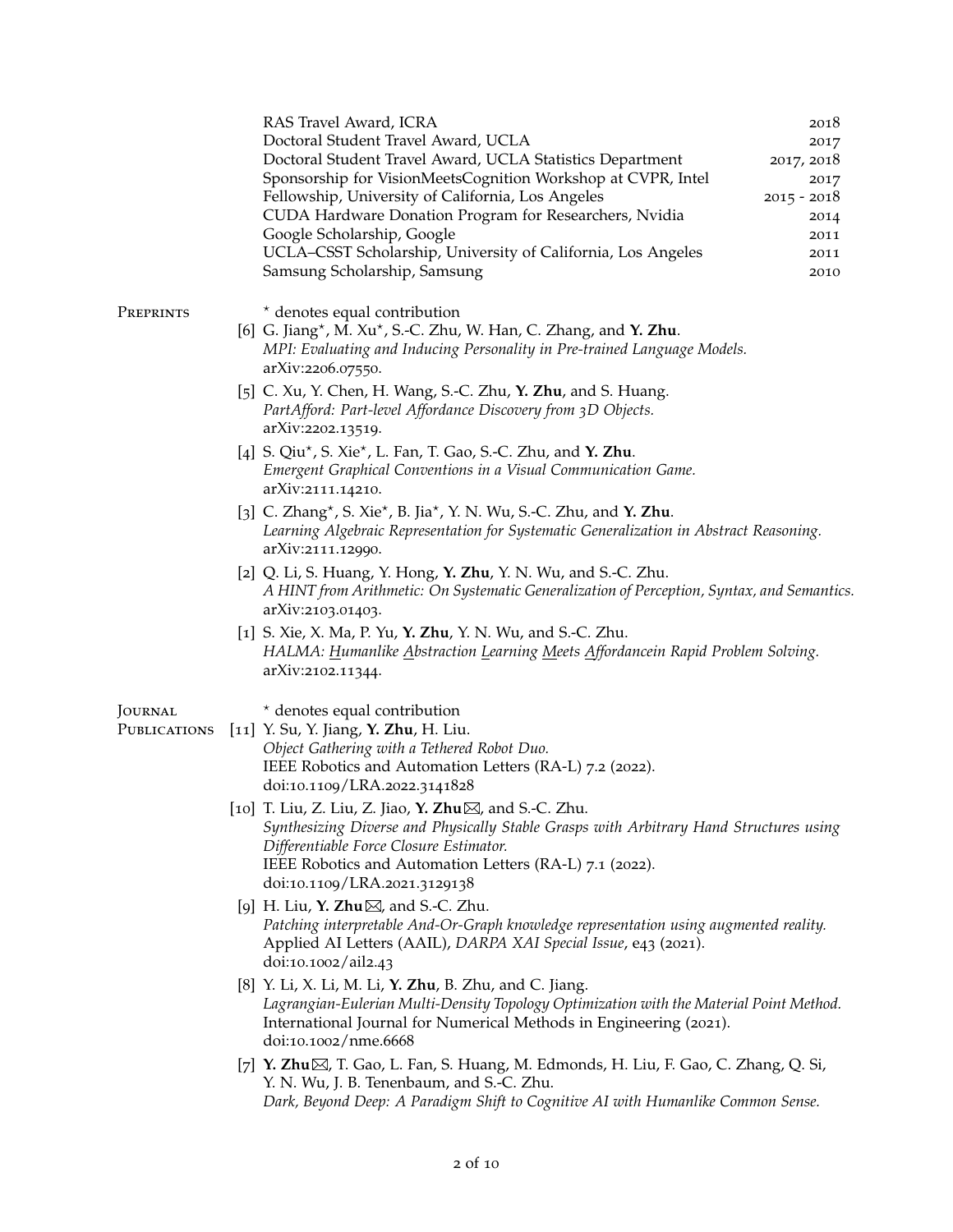| | |
|---|---|
| RAS Travel Award, ICRA | 2018 |
| Doctoral Student Travel Award, UCLA | 2017 |
| Doctoral Student Travel Award, UCLA Statistics Department | 2017, 2018 |
| Sponsorship for VisionMeetsCognition Workshop at CVPR, Intel | 2017 |
| Fellowship, University of California, Los Angeles | 2015 - 2018 |
| CUDA Hardware Donation Program for Researchers, Nvidia | 2014 |
| Google Scholarship, Google | 2011 |
| UCLA–CSST Scholarship, University of California, Los Angeles | 2011 |
| Samsung Scholarship, Samsung | 2010 |

## Preprints

⋆ denotes equal contribution

[6] G. Jiang⋆, M. Xu⋆, S.-C. Zhu, W. Han, C. Zhang, and **Y. Zhu**.
*MPI: Evaluating and Inducing Personality in Pre-trained Language Models.*
arXiv:2206.07550.

[5] C. Xu, Y. Chen, H. Wang, S.-C. Zhu, **Y. Zhu**, and S. Huang.
*PartAfford: Part-level Affordance Discovery from 3D Objects.*
arXiv:2202.13519.

[4] S. Qiu⋆, S. Xie⋆, L. Fan, T. Gao, S.-C. Zhu, and **Y. Zhu**.
*Emergent Graphical Conventions in a Visual Communication Game.*
arXiv:2111.14210.

[3] C. Zhang⋆, S. Xie⋆, B. Jia⋆, Y. N. Wu, S.-C. Zhu, and **Y. Zhu**.
*Learning Algebraic Representation for Systematic Generalization in Abstract Reasoning.*
arXiv:2111.12990.

[2] Q. Li, S. Huang, Y. Hong, **Y. Zhu**, Y. N. Wu, and S.-C. Zhu.
*A HINT from Arithmetic: On Systematic Generalization of Perception, Syntax, and Semantics.*
arXiv:2103.01403.

[1] S. Xie, X. Ma, P. Yu, **Y. Zhu**, Y. N. Wu, and S.-C. Zhu.
*HALMA: Humanlike Abstraction Learning Meets Affordancein Rapid Problem Solving.*
arXiv:2102.11344.

## Journal Publications

⋆ denotes equal contribution

[11] Y. Su, Y. Jiang, **Y. Zhu**, H. Liu.
*Object Gathering with a Tethered Robot Duo.*
IEEE Robotics and Automation Letters (RA-L) 7.2 (2022).
doi:10.1109/LRA.2022.3141828

[10] T. Liu, Z. Liu, Z. Jiao, **Y. Zhu**✉, and S.-C. Zhu.
*Synthesizing Diverse and Physically Stable Grasps with Arbitrary Hand Structures using Differentiable Force Closure Estimator.*
IEEE Robotics and Automation Letters (RA-L) 7.1 (2022).
doi:10.1109/LRA.2021.3129138

[9] H. Liu, **Y. Zhu**✉, and S.-C. Zhu.
*Patching interpretable And-Or-Graph knowledge representation using augmented reality.*
Applied AI Letters (AAIL), *DARPA XAI Special Issue*, e43 (2021).
doi:10.1002/ail2.43

[8] Y. Li, X. Li, M. Li, **Y. Zhu**, B. Zhu, and C. Jiang.
*Lagrangian-Eulerian Multi-Density Topology Optimization with the Material Point Method.*
International Journal for Numerical Methods in Engineering (2021).
doi:10.1002/nme.6668

[7] **Y. Zhu**✉, T. Gao, L. Fan, S. Huang, M. Edmonds, H. Liu, F. Gao, C. Zhang, Q. Si, Y. N. Wu, J. B. Tenenbaum, and S.-C. Zhu.
*Dark, Beyond Deep: A Paradigm Shift to Cognitive AI with Humanlike Common Sense.*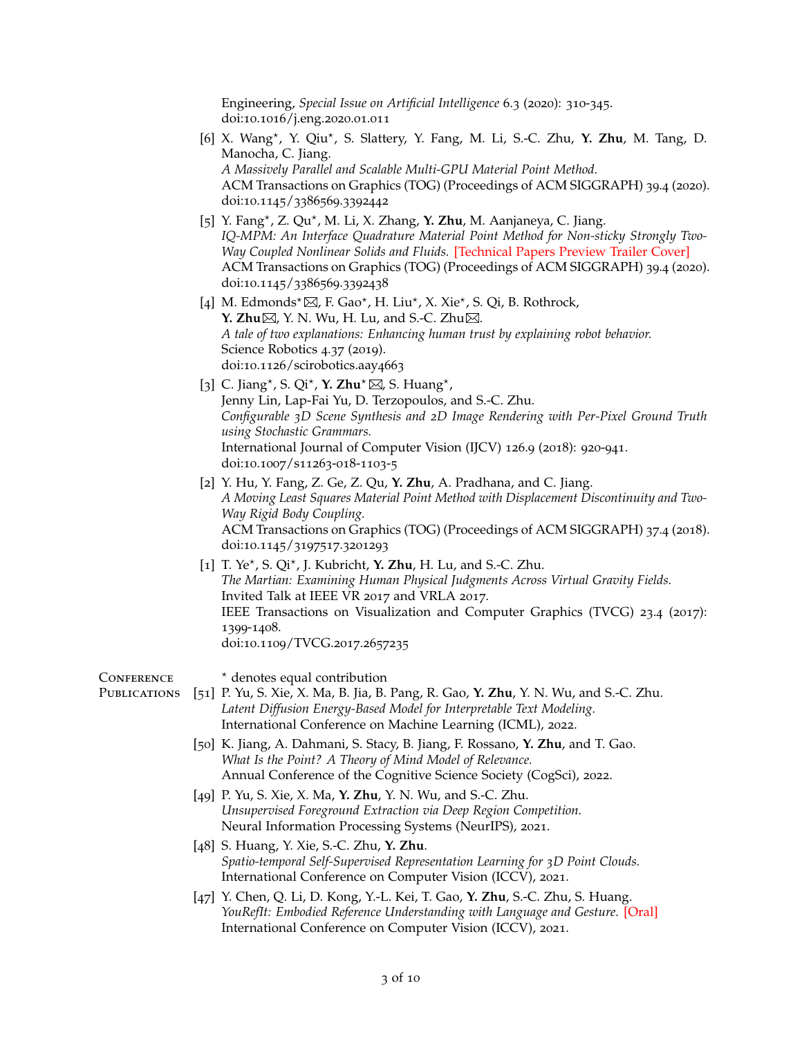Engineering, *Special Issue on Artificial Intelligence* 6.3 (2020): 310-345.
doi:10.1016/j.eng.2020.01.011

[6] X. Wang⋆, Y. Qiu⋆, S. Slattery, Y. Fang, M. Li, S.-C. Zhu, **Y. Zhu**, M. Tang, D. Manocha, C. Jiang.
*A Massively Parallel and Scalable Multi-GPU Material Point Method.*
ACM Transactions on Graphics (TOG) (Proceedings of ACM SIGGRAPH) 39.4 (2020).
doi:10.1145/3386569.3392442

[5] Y. Fang⋆, Z. Qu⋆, M. Li, X. Zhang, **Y. Zhu**, M. Aanjaneya, C. Jiang.
*IQ-MPM: An Interface Quadrature Material Point Method for Non-sticky Strongly Two-Way Coupled Nonlinear Solids and Fluids.* [Technical Papers Preview Trailer Cover]
ACM Transactions on Graphics (TOG) (Proceedings of ACM SIGGRAPH) 39.4 (2020).
doi:10.1145/3386569.3392438

[4] M. Edmonds⋆✉, F. Gao⋆, H. Liu⋆, X. Xie⋆, S. Qi, B. Rothrock,
**Y. Zhu**✉, Y. N. Wu, H. Lu, and S.-C. Zhu✉.
*A tale of two explanations: Enhancing human trust by explaining robot behavior.*
Science Robotics 4.37 (2019).
doi:10.1126/scirobotics.aay4663

[3] C. Jiang⋆, S. Qi⋆, **Y. Zhu**⋆ ✉, S. Huang⋆,
Jenny Lin, Lap-Fai Yu, D. Terzopoulos, and S.-C. Zhu.
*Configurable 3D Scene Synthesis and 2D Image Rendering with Per-Pixel Ground Truth using Stochastic Grammars.*
International Journal of Computer Vision (IJCV) 126.9 (2018): 920-941.
doi:10.1007/s11263-018-1103-5

[2] Y. Hu, Y. Fang, Z. Ge, Z. Qu, **Y. Zhu**, A. Pradhana, and C. Jiang.
*A Moving Least Squares Material Point Method with Displacement Discontinuity and Two-Way Rigid Body Coupling.*
ACM Transactions on Graphics (TOG) (Proceedings of ACM SIGGRAPH) 37.4 (2018).
doi:10.1145/3197517.3201293

[1] T. Ye⋆, S. Qi⋆, J. Kubricht, **Y. Zhu**, H. Lu, and S.-C. Zhu.
*The Martian: Examining Human Physical Judgments Across Virtual Gravity Fields.*
Invited Talk at IEEE VR 2017 and VRLA 2017.
IEEE Transactions on Visualization and Computer Graphics (TVCG) 23.4 (2017): 1399-1408.
doi:10.1109/TVCG.2017.2657235

## Conference Publications

⋆ denotes equal contribution

[51] P. Yu, S. Xie, X. Ma, B. Jia, B. Pang, R. Gao, **Y. Zhu**, Y. N. Wu, and S.-C. Zhu.
*Latent Diffusion Energy-Based Model for Interpretable Text Modeling.*
International Conference on Machine Learning (ICML), 2022.

[50] K. Jiang, A. Dahmani, S. Stacy, B. Jiang, F. Rossano, **Y. Zhu**, and T. Gao.
*What Is the Point? A Theory of Mind Model of Relevance.*
Annual Conference of the Cognitive Science Society (CogSci), 2022.

[49] P. Yu, S. Xie, X. Ma, **Y. Zhu**, Y. N. Wu, and S.-C. Zhu.
*Unsupervised Foreground Extraction via Deep Region Competition.*
Neural Information Processing Systems (NeurIPS), 2021.

[48] S. Huang, Y. Xie, S.-C. Zhu, **Y. Zhu**.
*Spatio-temporal Self-Supervised Representation Learning for 3D Point Clouds.*
International Conference on Computer Vision (ICCV), 2021.

[47] Y. Chen, Q. Li, D. Kong, Y.-L. Kei, T. Gao, **Y. Zhu**, S.-C. Zhu, S. Huang.
*YouRefIt: Embodied Reference Understanding with Language and Gesture.* [Oral]
International Conference on Computer Vision (ICCV), 2021.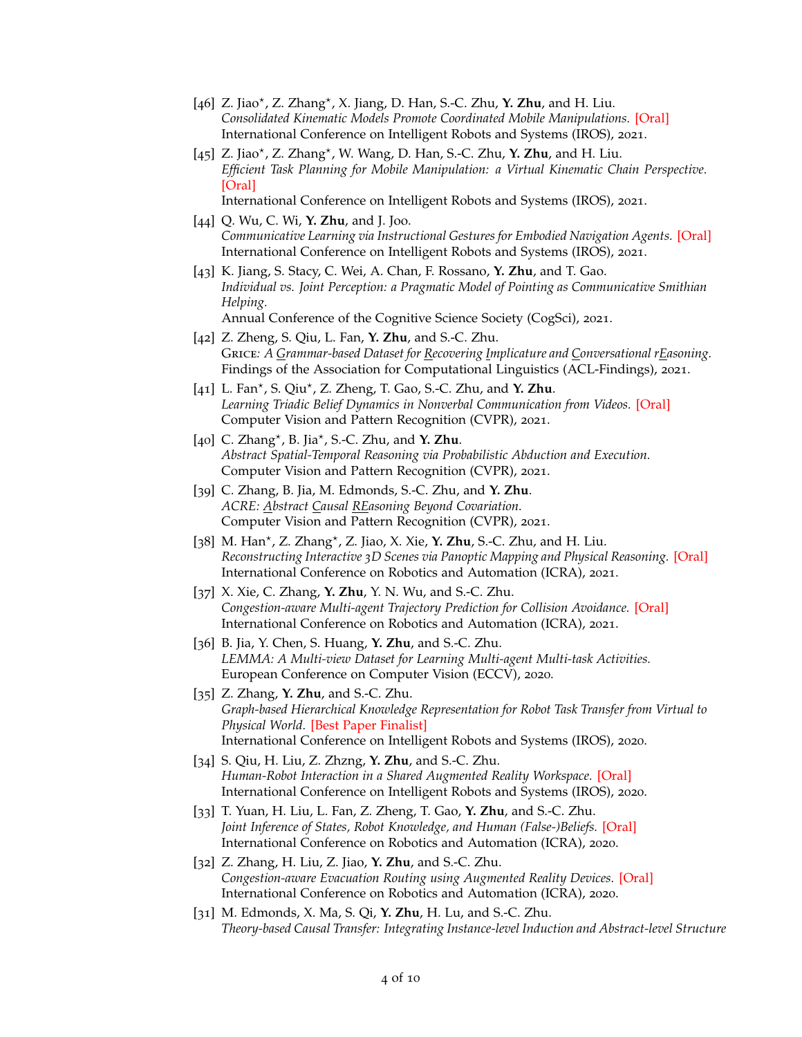[46] Z. Jiao*, Z. Zhang*, X. Jiang, D. Han, S.-C. Zhu, **Y. Zhu**, and H. Liu.
*Consolidated Kinematic Models Promote Coordinated Mobile Manipulations.* [Oral]
International Conference on Intelligent Robots and Systems (IROS), 2021.

[45] Z. Jiao*, Z. Zhang*, W. Wang, D. Han, S.-C. Zhu, **Y. Zhu**, and H. Liu.
*Efficient Task Planning for Mobile Manipulation: a Virtual Kinematic Chain Perspective.* [Oral]
International Conference on Intelligent Robots and Systems (IROS), 2021.

[44] Q. Wu, C. Wi, **Y. Zhu**, and J. Joo.
*Communicative Learning via Instructional Gestures for Embodied Navigation Agents.* [Oral]
International Conference on Intelligent Robots and Systems (IROS), 2021.

[43] K. Jiang, S. Stacy, C. Wei, A. Chan, F. Rossano, **Y. Zhu**, and T. Gao.
*Individual vs. Joint Perception: a Pragmatic Model of Pointing as Communicative Smithian Helping.*
Annual Conference of the Cognitive Science Society (CogSci), 2021.

[42] Z. Zheng, S. Qiu, L. Fan, **Y. Zhu**, and S.-C. Zhu.
GRICE*: A Grammar-based Dataset for Recovering Implicature and Conversational rEasoning.*
Findings of the Association for Computational Linguistics (ACL-Findings), 2021.

[41] L. Fan*, S. Qiu*, Z. Zheng, T. Gao, S.-C. Zhu, and **Y. Zhu**.
*Learning Triadic Belief Dynamics in Nonverbal Communication from Videos.* [Oral]
Computer Vision and Pattern Recognition (CVPR), 2021.

[40] C. Zhang*, B. Jia*, S.-C. Zhu, and **Y. Zhu**.
*Abstract Spatial-Temporal Reasoning via Probabilistic Abduction and Execution.*
Computer Vision and Pattern Recognition (CVPR), 2021.

[39] C. Zhang, B. Jia, M. Edmonds, S.-C. Zhu, and **Y. Zhu**.
*ACRE: Abstract Causal REasoning Beyond Covariation.*
Computer Vision and Pattern Recognition (CVPR), 2021.

[38] M. Han*, Z. Zhang*, Z. Jiao, X. Xie, **Y. Zhu**, S.-C. Zhu, and H. Liu.
*Reconstructing Interactive 3D Scenes via Panoptic Mapping and Physical Reasoning.* [Oral]
International Conference on Robotics and Automation (ICRA), 2021.

[37] X. Xie, C. Zhang, **Y. Zhu**, Y. N. Wu, and S.-C. Zhu.
*Congestion-aware Multi-agent Trajectory Prediction for Collision Avoidance.* [Oral]
International Conference on Robotics and Automation (ICRA), 2021.

[36] B. Jia, Y. Chen, S. Huang, **Y. Zhu**, and S.-C. Zhu.
*LEMMA: A Multi-view Dataset for Learning Multi-agent Multi-task Activities.*
European Conference on Computer Vision (ECCV), 2020.

[35] Z. Zhang, **Y. Zhu**, and S.-C. Zhu.
*Graph-based Hierarchical Knowledge Representation for Robot Task Transfer from Virtual to Physical World.* [Best Paper Finalist]
International Conference on Intelligent Robots and Systems (IROS), 2020.

[34] S. Qiu, H. Liu, Z. Zhzng, **Y. Zhu**, and S.-C. Zhu.
*Human-Robot Interaction in a Shared Augmented Reality Workspace.* [Oral]
International Conference on Intelligent Robots and Systems (IROS), 2020.

[33] T. Yuan, H. Liu, L. Fan, Z. Zheng, T. Gao, **Y. Zhu**, and S.-C. Zhu.
*Joint Inference of States, Robot Knowledge, and Human (False-)Beliefs.* [Oral]
International Conference on Robotics and Automation (ICRA), 2020.

[32] Z. Zhang, H. Liu, Z. Jiao, **Y. Zhu**, and S.-C. Zhu.
*Congestion-aware Evacuation Routing using Augmented Reality Devices.* [Oral]
International Conference on Robotics and Automation (ICRA), 2020.

[31] M. Edmonds, X. Ma, S. Qi, **Y. Zhu**, H. Lu, and S.-C. Zhu.
*Theory-based Causal Transfer: Integrating Instance-level Induction and Abstract-level Structure*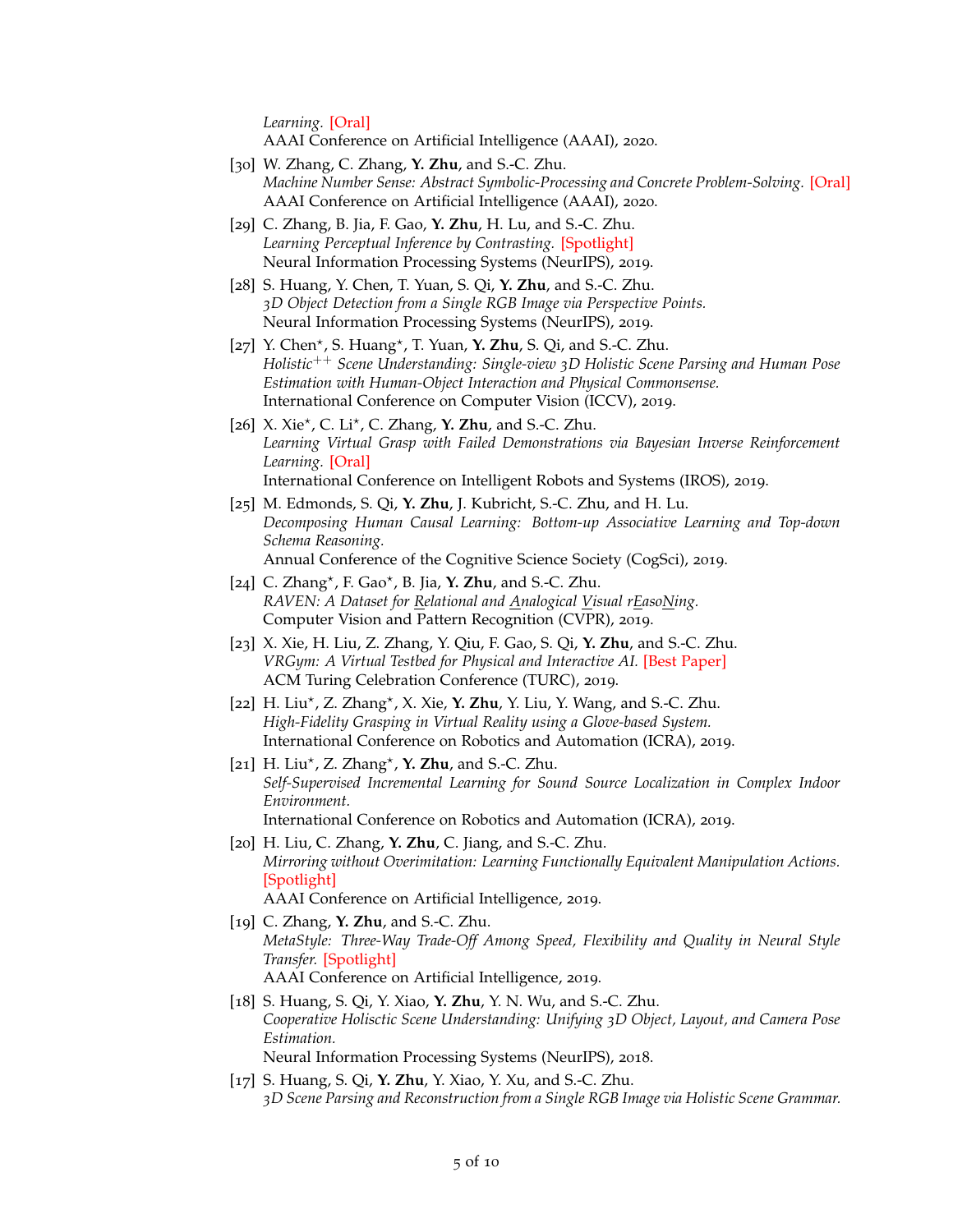*Learning.* [Oral]
AAAI Conference on Artificial Intelligence (AAAI), 2020.

[30] W. Zhang, C. Zhang, **Y. Zhu**, and S.-C. Zhu.
*Machine Number Sense: Abstract Symbolic-Processing and Concrete Problem-Solving.* [Oral]
AAAI Conference on Artificial Intelligence (AAAI), 2020.

[29] C. Zhang, B. Jia, F. Gao, **Y. Zhu**, H. Lu, and S.-C. Zhu.
*Learning Perceptual Inference by Contrasting.* [Spotlight]
Neural Information Processing Systems (NeurIPS), 2019.

[28] S. Huang, Y. Chen, T. Yuan, S. Qi, **Y. Zhu**, and S.-C. Zhu.
*3D Object Detection from a Single RGB Image via Perspective Points.*
Neural Information Processing Systems (NeurIPS), 2019.

[27] Y. Chen⋆, S. Huang⋆, T. Yuan, **Y. Zhu**, S. Qi, and S.-C. Zhu.
*Holistic$^{++}$ Scene Understanding: Single-view 3D Holistic Scene Parsing and Human Pose Estimation with Human-Object Interaction and Physical Commonsense.*
International Conference on Computer Vision (ICCV), 2019.

[26] X. Xie⋆, C. Li⋆, C. Zhang, **Y. Zhu**, and S.-C. Zhu.
*Learning Virtual Grasp with Failed Demonstrations via Bayesian Inverse Reinforcement Learning.* [Oral]
International Conference on Intelligent Robots and Systems (IROS), 2019.

[25] M. Edmonds, S. Qi, **Y. Zhu**, J. Kubricht, S.-C. Zhu, and H. Lu.
*Decomposing Human Causal Learning: Bottom-up Associative Learning and Top-down Schema Reasoning.*
Annual Conference of the Cognitive Science Society (CogSci), 2019.

[24] C. Zhang⋆, F. Gao⋆, B. Jia, **Y. Zhu**, and S.-C. Zhu.
*RAVEN: A Dataset for Relational and Analogical Visual rEasoNing.*
Computer Vision and Pattern Recognition (CVPR), 2019.

[23] X. Xie, H. Liu, Z. Zhang, Y. Qiu, F. Gao, S. Qi, **Y. Zhu**, and S.-C. Zhu.
*VRGym: A Virtual Testbed for Physical and Interactive AI.* [Best Paper]
ACM Turing Celebration Conference (TURC), 2019.

[22] H. Liu⋆, Z. Zhang⋆, X. Xie, **Y. Zhu**, Y. Liu, Y. Wang, and S.-C. Zhu.
*High-Fidelity Grasping in Virtual Reality using a Glove-based System.*
International Conference on Robotics and Automation (ICRA), 2019.

[21] H. Liu⋆, Z. Zhang⋆, **Y. Zhu**, and S.-C. Zhu.
*Self-Supervised Incremental Learning for Sound Source Localization in Complex Indoor Environment.*
International Conference on Robotics and Automation (ICRA), 2019.

[20] H. Liu, C. Zhang, **Y. Zhu**, C. Jiang, and S.-C. Zhu.
*Mirroring without Overimitation: Learning Functionally Equivalent Manipulation Actions.* [Spotlight]
AAAI Conference on Artificial Intelligence, 2019.

[19] C. Zhang, **Y. Zhu**, and S.-C. Zhu.
*MetaStyle: Three-Way Trade-Off Among Speed, Flexibility and Quality in Neural Style Transfer.* [Spotlight]
AAAI Conference on Artificial Intelligence, 2019.

[18] S. Huang, S. Qi, Y. Xiao, **Y. Zhu**, Y. N. Wu, and S.-C. Zhu.
*Cooperative Holisctic Scene Understanding: Unifying 3D Object, Layout, and Camera Pose Estimation.*
Neural Information Processing Systems (NeurIPS), 2018.

[17] S. Huang, S. Qi, **Y. Zhu**, Y. Xiao, Y. Xu, and S.-C. Zhu.
*3D Scene Parsing and Reconstruction from a Single RGB Image via Holistic Scene Grammar.*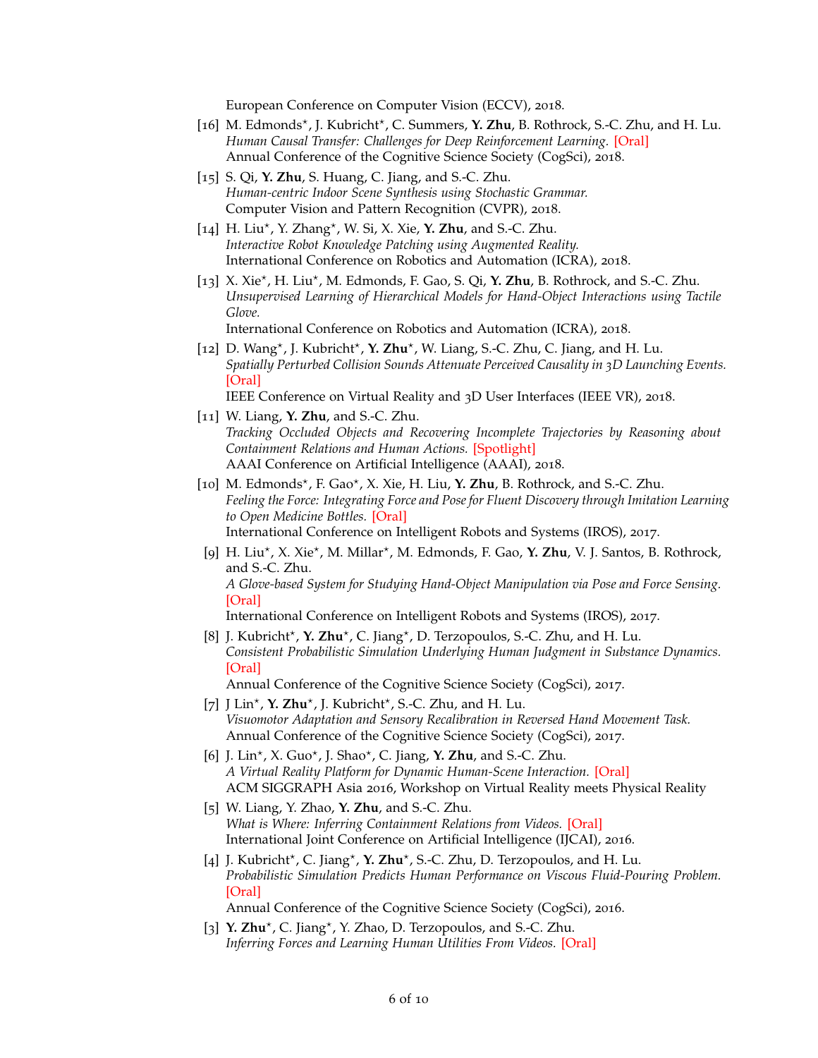European Conference on Computer Vision (ECCV), 2018.

[16] M. Edmonds⋆, J. Kubricht⋆, C. Summers, **Y. Zhu**, B. Rothrock, S.-C. Zhu, and H. Lu.
*Human Causal Transfer: Challenges for Deep Reinforcement Learning.* [Oral]
Annual Conference of the Cognitive Science Society (CogSci), 2018.

[15] S. Qi, **Y. Zhu**, S. Huang, C. Jiang, and S.-C. Zhu.
*Human-centric Indoor Scene Synthesis using Stochastic Grammar.*
Computer Vision and Pattern Recognition (CVPR), 2018.

[14] H. Liu⋆, Y. Zhang⋆, W. Si, X. Xie, **Y. Zhu**, and S.-C. Zhu.
*Interactive Robot Knowledge Patching using Augmented Reality.*
International Conference on Robotics and Automation (ICRA), 2018.

[13] X. Xie⋆, H. Liu⋆, M. Edmonds, F. Gao, S. Qi, **Y. Zhu**, B. Rothrock, and S.-C. Zhu.
*Unsupervised Learning of Hierarchical Models for Hand-Object Interactions using Tactile Glove.*
International Conference on Robotics and Automation (ICRA), 2018.

[12] D. Wang⋆, J. Kubricht⋆, **Y. Zhu**⋆, W. Liang, S.-C. Zhu, C. Jiang, and H. Lu.
*Spatially Perturbed Collision Sounds Attenuate Perceived Causality in 3D Launching Events.* [Oral]
IEEE Conference on Virtual Reality and 3D User Interfaces (IEEE VR), 2018.

[11] W. Liang, **Y. Zhu**, and S.-C. Zhu.
*Tracking Occluded Objects and Recovering Incomplete Trajectories by Reasoning about Containment Relations and Human Actions.* [Spotlight]
AAAI Conference on Artificial Intelligence (AAAI), 2018.

[10] M. Edmonds⋆, F. Gao⋆, X. Xie, H. Liu, **Y. Zhu**, B. Rothrock, and S.-C. Zhu.
*Feeling the Force: Integrating Force and Pose for Fluent Discovery through Imitation Learning to Open Medicine Bottles.* [Oral]
International Conference on Intelligent Robots and Systems (IROS), 2017.

[9] H. Liu⋆, X. Xie⋆, M. Millar⋆, M. Edmonds, F. Gao, **Y. Zhu**, V. J. Santos, B. Rothrock, and S.-C. Zhu.
*A Glove-based System for Studying Hand-Object Manipulation via Pose and Force Sensing.* [Oral]
International Conference on Intelligent Robots and Systems (IROS), 2017.

[8] J. Kubricht⋆, **Y. Zhu**⋆, C. Jiang⋆, D. Terzopoulos, S.-C. Zhu, and H. Lu.
*Consistent Probabilistic Simulation Underlying Human Judgment in Substance Dynamics.* [Oral]
Annual Conference of the Cognitive Science Society (CogSci), 2017.

[7] J Lin⋆, **Y. Zhu**⋆, J. Kubricht⋆, S.-C. Zhu, and H. Lu.
*Visuomotor Adaptation and Sensory Recalibration in Reversed Hand Movement Task.*
Annual Conference of the Cognitive Science Society (CogSci), 2017.

[6] J. Lin⋆, X. Guo⋆, J. Shao⋆, C. Jiang, **Y. Zhu**, and S.-C. Zhu.
*A Virtual Reality Platform for Dynamic Human-Scene Interaction.* [Oral]
ACM SIGGRAPH Asia 2016, Workshop on Virtual Reality meets Physical Reality

[5] W. Liang, Y. Zhao, **Y. Zhu**, and S.-C. Zhu.
*What is Where: Inferring Containment Relations from Videos.* [Oral]
International Joint Conference on Artificial Intelligence (IJCAI), 2016.

[4] J. Kubricht⋆, C. Jiang⋆, **Y. Zhu**⋆, S.-C. Zhu, D. Terzopoulos, and H. Lu.
*Probabilistic Simulation Predicts Human Performance on Viscous Fluid-Pouring Problem.* [Oral]
Annual Conference of the Cognitive Science Society (CogSci), 2016.

[3] **Y. Zhu**⋆, C. Jiang⋆, Y. Zhao, D. Terzopoulos, and S.-C. Zhu.
*Inferring Forces and Learning Human Utilities From Videos.* [Oral]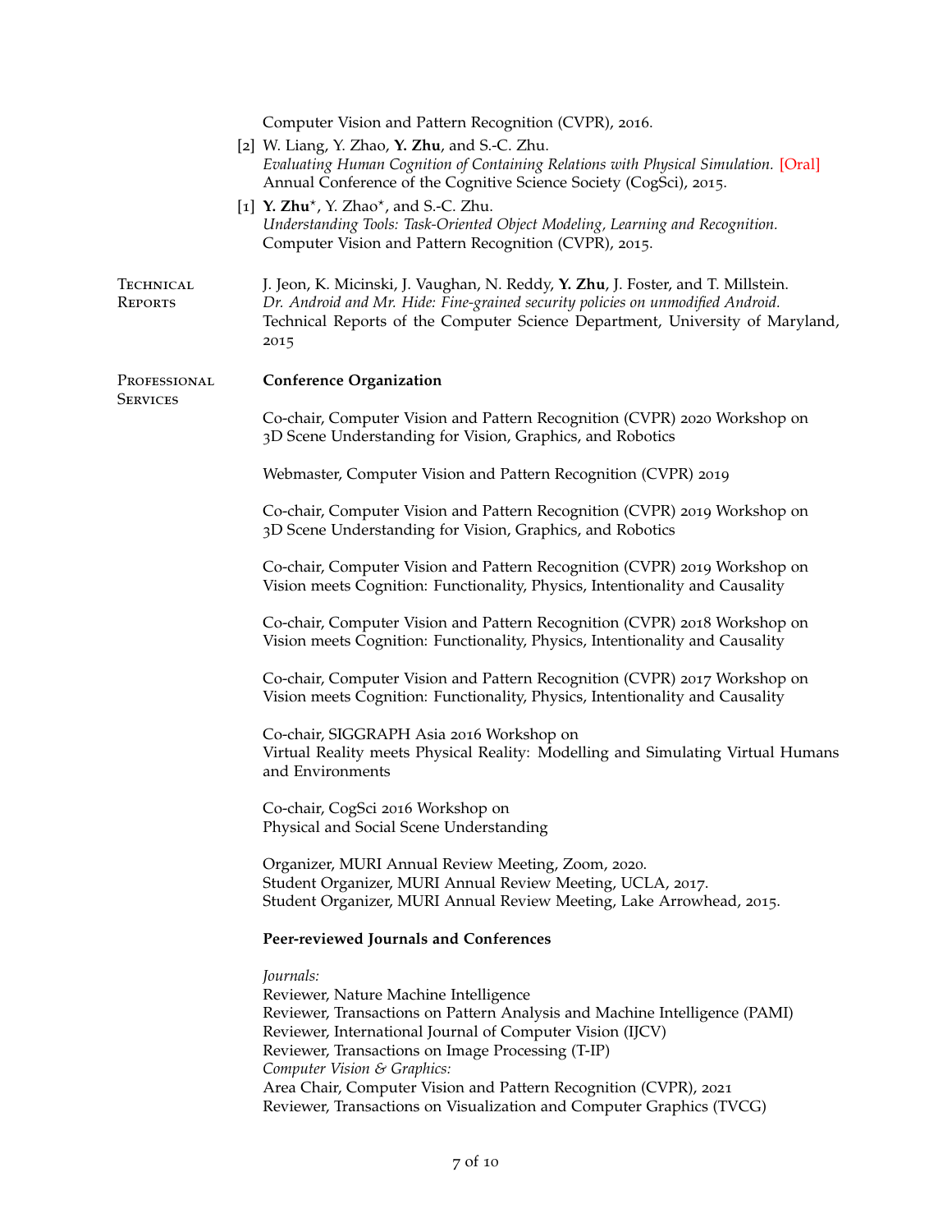Computer Vision and Pattern Recognition (CVPR), 2016.

[2] W. Liang, Y. Zhao, **Y. Zhu**, and S.-C. Zhu.
*Evaluating Human Cognition of Containing Relations with Physical Simulation.* [Oral]
Annual Conference of the Cognitive Science Society (CogSci), 2015.

[1] **Y. Zhu**⋆, Y. Zhao⋆, and S.-C. Zhu.
*Understanding Tools: Task-Oriented Object Modeling, Learning and Recognition.*
Computer Vision and Pattern Recognition (CVPR), 2015.

## Technical Reports

J. Jeon, K. Micinski, J. Vaughan, N. Reddy, **Y. Zhu**, J. Foster, and T. Millstein.
*Dr. Android and Mr. Hide: Fine-grained security policies on unmodified Android.*
Technical Reports of the Computer Science Department, University of Maryland, 2015

## Professional Services

**Conference Organization**

Co-chair, Computer Vision and Pattern Recognition (CVPR) 2020 Workshop on
3D Scene Understanding for Vision, Graphics, and Robotics

Webmaster, Computer Vision and Pattern Recognition (CVPR) 2019

Co-chair, Computer Vision and Pattern Recognition (CVPR) 2019 Workshop on
3D Scene Understanding for Vision, Graphics, and Robotics

Co-chair, Computer Vision and Pattern Recognition (CVPR) 2019 Workshop on
Vision meets Cognition: Functionality, Physics, Intentionality and Causality

Co-chair, Computer Vision and Pattern Recognition (CVPR) 2018 Workshop on
Vision meets Cognition: Functionality, Physics, Intentionality and Causality

Co-chair, Computer Vision and Pattern Recognition (CVPR) 2017 Workshop on
Vision meets Cognition: Functionality, Physics, Intentionality and Causality

Co-chair, SIGGRAPH Asia 2016 Workshop on
Virtual Reality meets Physical Reality: Modelling and Simulating Virtual Humans and Environments

Co-chair, CogSci 2016 Workshop on
Physical and Social Scene Understanding

Organizer, MURI Annual Review Meeting, Zoom, 2020.
Student Organizer, MURI Annual Review Meeting, UCLA, 2017.
Student Organizer, MURI Annual Review Meeting, Lake Arrowhead, 2015.

**Peer-reviewed Journals and Conferences**

*Journals:*
Reviewer, Nature Machine Intelligence
Reviewer, Transactions on Pattern Analysis and Machine Intelligence (PAMI)
Reviewer, International Journal of Computer Vision (IJCV)
Reviewer, Transactions on Image Processing (T-IP)
*Computer Vision & Graphics:*
Area Chair, Computer Vision and Pattern Recognition (CVPR), 2021
Reviewer, Transactions on Visualization and Computer Graphics (TVCG)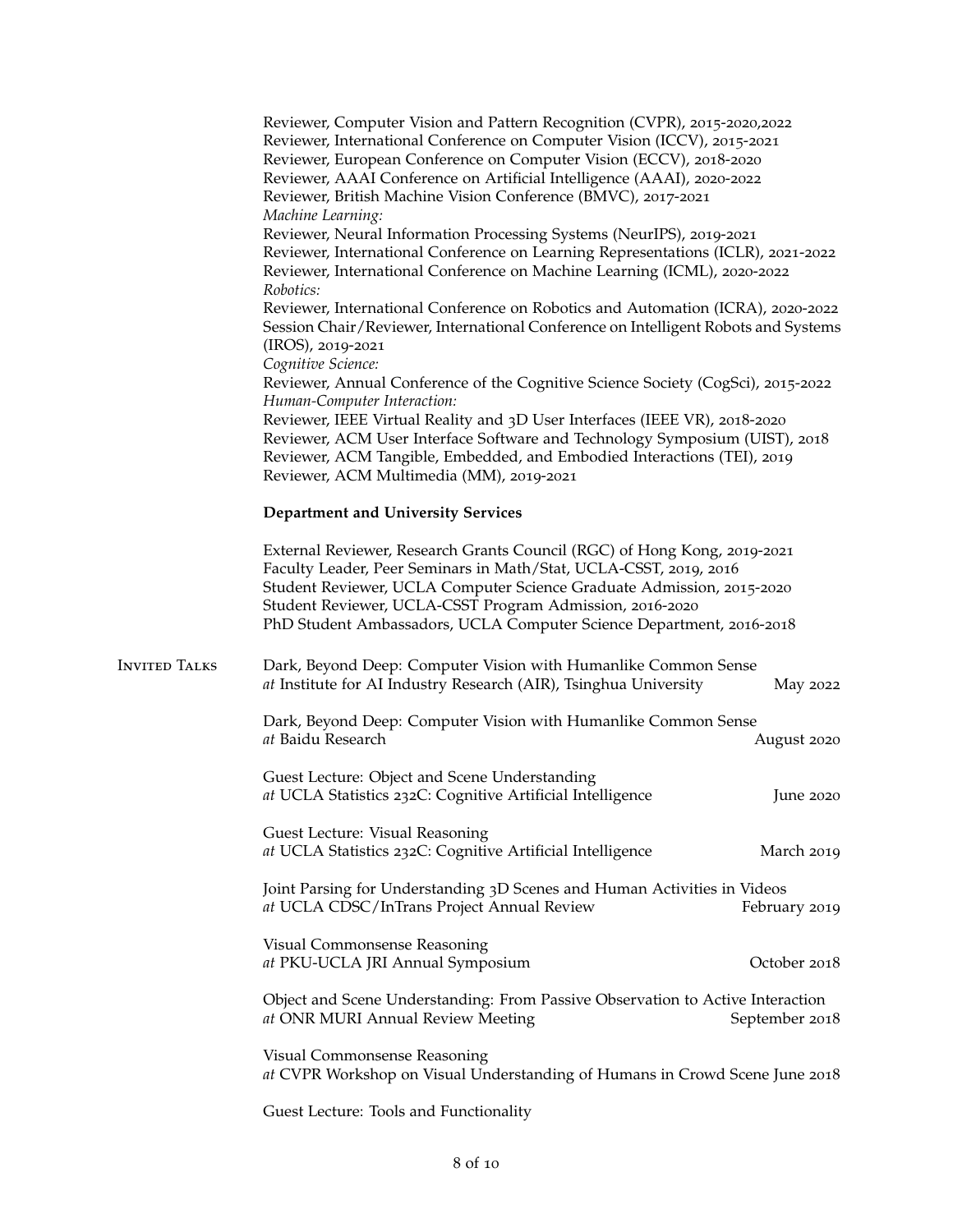Reviewer, Computer Vision and Pattern Recognition (CVPR), 2015-2020,2022
Reviewer, International Conference on Computer Vision (ICCV), 2015-2021
Reviewer, European Conference on Computer Vision (ECCV), 2018-2020
Reviewer, AAAI Conference on Artificial Intelligence (AAAI), 2020-2022
Reviewer, British Machine Vision Conference (BMVC), 2017-2021

*Machine Learning:*
Reviewer, Neural Information Processing Systems (NeurIPS), 2019-2021
Reviewer, International Conference on Learning Representations (ICLR), 2021-2022
Reviewer, International Conference on Machine Learning (ICML), 2020-2022

*Robotics:*
Reviewer, International Conference on Robotics and Automation (ICRA), 2020-2022
Session Chair/Reviewer, International Conference on Intelligent Robots and Systems (IROS), 2019-2021

*Cognitive Science:*
Reviewer, Annual Conference of the Cognitive Science Society (CogSci), 2015-2022

*Human-Computer Interaction:*
Reviewer, IEEE Virtual Reality and 3D User Interfaces (IEEE VR), 2018-2020
Reviewer, ACM User Interface Software and Technology Symposium (UIST), 2018
Reviewer, ACM Tangible, Embedded, and Embodied Interactions (TEI), 2019
Reviewer, ACM Multimedia (MM), 2019-2021

**Department and University Services**

External Reviewer, Research Grants Council (RGC) of Hong Kong, 2019-2021
Faculty Leader, Peer Seminars in Math/Stat, UCLA-CSST, 2019, 2016
Student Reviewer, UCLA Computer Science Graduate Admission, 2015-2020
Student Reviewer, UCLA-CSST Program Admission, 2016-2020
PhD Student Ambassadors, UCLA Computer Science Department, 2016-2018

## Invited Talks

Dark, Beyond Deep: Computer Vision with Humanlike Common Sense
*at* Institute for AI Industry Research (AIR), Tsinghua University — May 2022

Dark, Beyond Deep: Computer Vision with Humanlike Common Sense
*at* Baidu Research — August 2020

Guest Lecture: Object and Scene Understanding
*at* UCLA Statistics 232C: Cognitive Artificial Intelligence — June 2020

Guest Lecture: Visual Reasoning
*at* UCLA Statistics 232C: Cognitive Artificial Intelligence — March 2019

Joint Parsing for Understanding 3D Scenes and Human Activities in Videos
*at* UCLA CDSC/InTrans Project Annual Review — February 2019

Visual Commonsense Reasoning
*at* PKU-UCLA JRI Annual Symposium — October 2018

Object and Scene Understanding: From Passive Observation to Active Interaction
*at* ONR MURI Annual Review Meeting — September 2018

Visual Commonsense Reasoning
*at* CVPR Workshop on Visual Understanding of Humans in Crowd Scene — June 2018

Guest Lecture: Tools and Functionality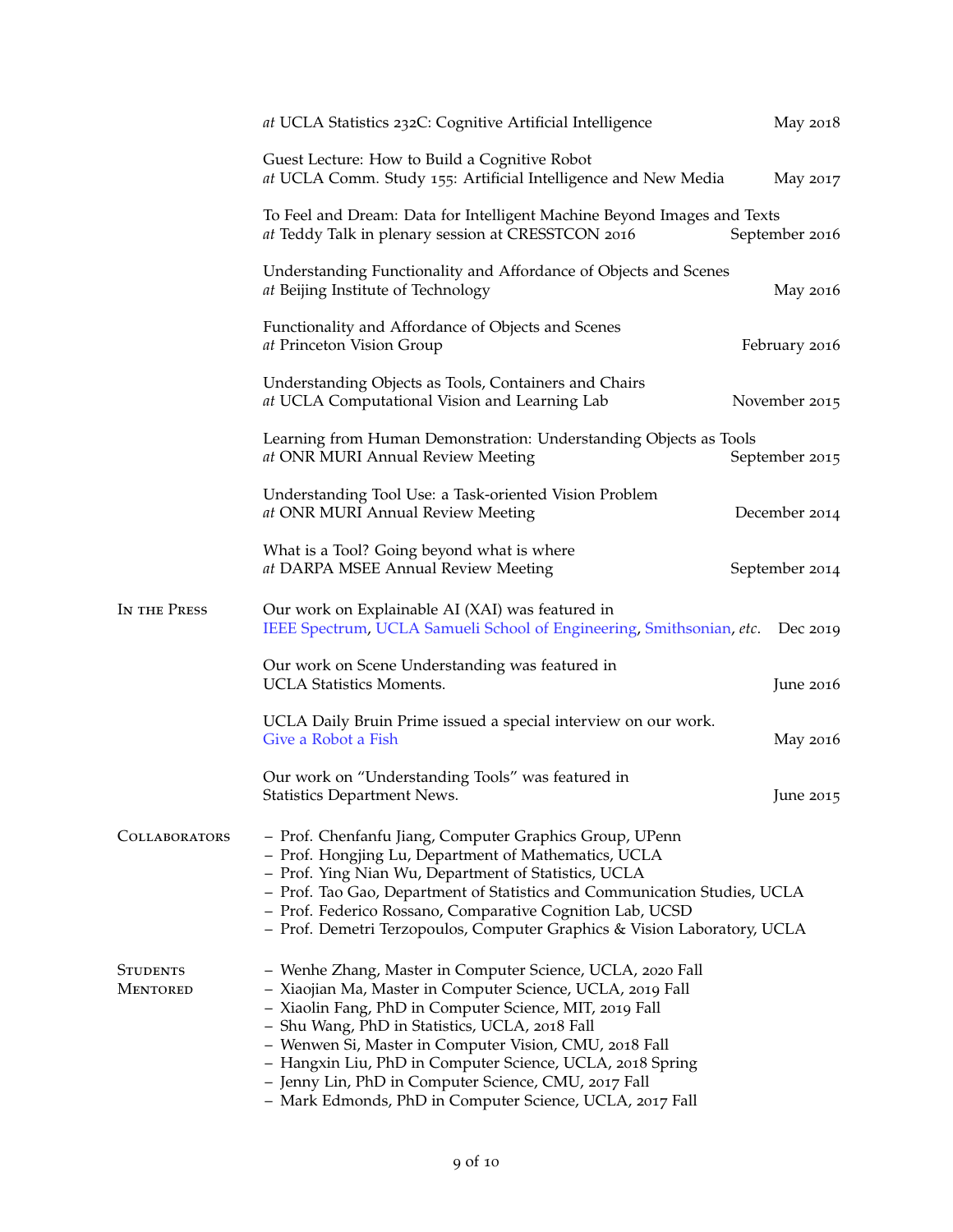*at* UCLA Statistics 232C: Cognitive Artificial Intelligence — May 2018

Guest Lecture: How to Build a Cognitive Robot
*at* UCLA Comm. Study 155: Artificial Intelligence and New Media — May 2017

To Feel and Dream: Data for Intelligent Machine Beyond Images and Texts
*at* Teddy Talk in plenary session at CRESSTCON 2016 — September 2016

Understanding Functionality and Affordance of Objects and Scenes
*at* Beijing Institute of Technology — May 2016

Functionality and Affordance of Objects and Scenes
*at* Princeton Vision Group — February 2016

Understanding Objects as Tools, Containers and Chairs
*at* UCLA Computational Vision and Learning Lab — November 2015

Learning from Human Demonstration: Understanding Objects as Tools
*at* ONR MURI Annual Review Meeting — September 2015

Understanding Tool Use: a Task-oriented Vision Problem
*at* ONR MURI Annual Review Meeting — December 2014

What is a Tool? Going beyond what is where
*at* DARPA MSEE Annual Review Meeting — September 2014

## In the Press

Our work on Explainable AI (XAI) was featured in
IEEE Spectrum, UCLA Samueli School of Engineering, Smithsonian, *etc*. — Dec 2019

Our work on Scene Understanding was featured in
UCLA Statistics Moments. — June 2016

UCLA Daily Bruin Prime issued a special interview on our work.
Give a Robot a Fish — May 2016

Our work on "Understanding Tools" was featured in
Statistics Department News. — June 2015

## Collaborators

- Prof. Chenfanfu Jiang, Computer Graphics Group, UPenn
- Prof. Hongjing Lu, Department of Mathematics, UCLA
- Prof. Ying Nian Wu, Department of Statistics, UCLA
- Prof. Tao Gao, Department of Statistics and Communication Studies, UCLA
- Prof. Federico Rossano, Comparative Cognition Lab, UCSD
- Prof. Demetri Terzopoulos, Computer Graphics & Vision Laboratory, UCLA

## Students Mentored

- Wenhe Zhang, Master in Computer Science, UCLA, 2020 Fall
- Xiaojian Ma, Master in Computer Science, UCLA, 2019 Fall
- Xiaolin Fang, PhD in Computer Science, MIT, 2019 Fall
- Shu Wang, PhD in Statistics, UCLA, 2018 Fall
- Wenwen Si, Master in Computer Vision, CMU, 2018 Fall
- Hangxin Liu, PhD in Computer Science, UCLA, 2018 Spring
- Jenny Lin, PhD in Computer Science, CMU, 2017 Fall
- Mark Edmonds, PhD in Computer Science, UCLA, 2017 Fall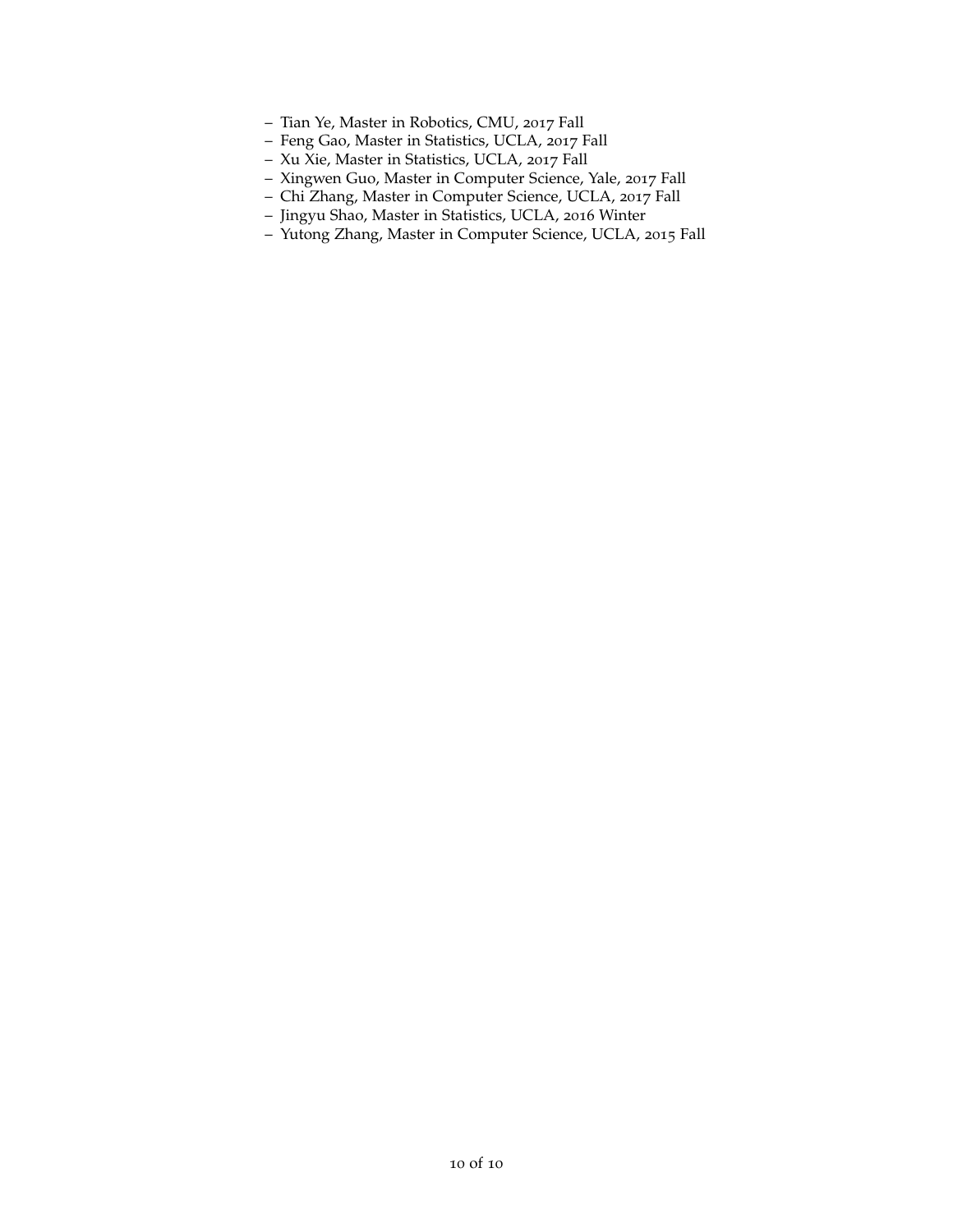- Tian Ye, Master in Robotics, CMU, 2017 Fall
- Feng Gao, Master in Statistics, UCLA, 2017 Fall
- Xu Xie, Master in Statistics, UCLA, 2017 Fall
- Xingwen Guo, Master in Computer Science, Yale, 2017 Fall
- Chi Zhang, Master in Computer Science, UCLA, 2017 Fall
- Jingyu Shao, Master in Statistics, UCLA, 2016 Winter
- Yutong Zhang, Master in Computer Science, UCLA, 2015 Fall